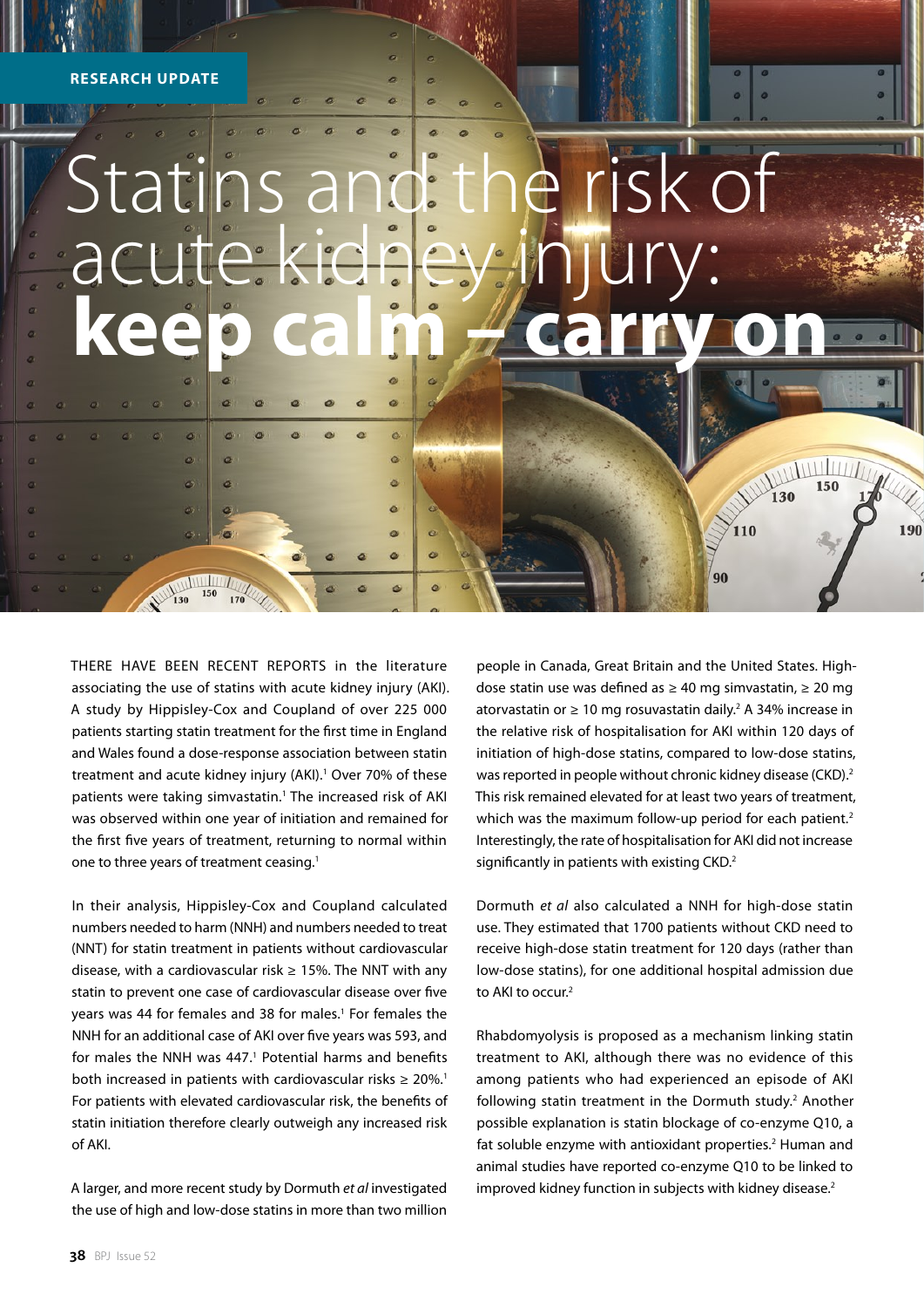RESEARCH UPDATE

# Statins and the risk of acute kidney injury: **keep calm – carry on**

THERE HAVE BEEN RECENT REPORTS in the literature associating the use of statins with acute kidney injury (AKI). A study by Hippisley-Cox and Coupland of over 225 000 patients starting statin treatment for the first time in England and Wales found a dose-response association between statin treatment and acute kidney injury (AKI).[1] Over 70% of these patients were taking simvastatin.[1] The increased risk of AKI was observed within one year of initiation and remained for the first five years of treatment, returning to normal within one to three years of treatment ceasing.[1]

In their analysis, Hippisley-Cox and Coupland calculated numbers needed to harm (NNH) and numbers needed to treat (NNT) for statin treatment in patients without cardiovascular disease, with a cardiovascular risk ≥ 15%. The NNT with any statin to prevent one case of cardiovascular disease over five years was 44 for females and 38 for males.[1] For females the NNH for an additional case of AKI over five years was 593, and for males the NNH was 447.[1] Potential harms and benefits both increased in patients with cardiovascular risks ≥ 20%.[1] For patients with elevated cardiovascular risk, the benefits of statin initiation therefore clearly outweigh any increased risk of AKI.

A larger, and more recent study by Dormuth *et al* investigated the use of high and low-dose statins in more than two million people in Canada, Great Britain and the United States. High-dose statin use was defined as ≥ 40 mg simvastatin, ≥ 20 mg atorvastatin or ≥ 10 mg rosuvastatin daily.[2] A 34% increase in the relative risk of hospitalisation for AKI within 120 days of initiation of high-dose statins, compared to low-dose statins, was reported in people without chronic kidney disease (CKD).[2] This risk remained elevated for at least two years of treatment, which was the maximum follow-up period for each patient.[2] Interestingly, the rate of hospitalisation for AKI did not increase significantly in patients with existing CKD.[2]

Dormuth *et al* also calculated a NNH for high-dose statin use. They estimated that 1700 patients without CKD need to receive high-dose statin treatment for 120 days (rather than low-dose statins), for one additional hospital admission due to AKI to occur.[2]

Rhabdomyolysis is proposed as a mechanism linking statin treatment to AKI, although there was no evidence of this among patients who had experienced an episode of AKI following statin treatment in the Dormuth study.[2] Another possible explanation is statin blockage of co-enzyme Q10, a fat soluble enzyme with antioxidant properties.[2] Human and animal studies have reported co-enzyme Q10 to be linked to improved kidney function in subjects with kidney disease.[2]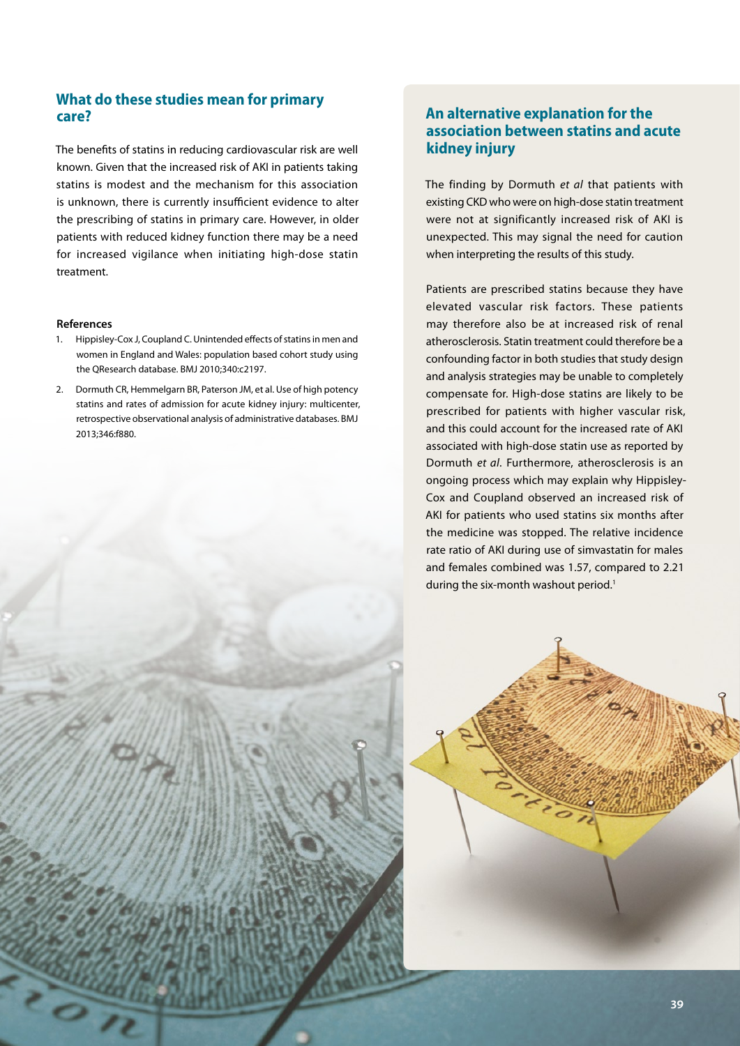## What do these studies mean for primary care?

The benefits of statins in reducing cardiovascular risk are well known. Given that the increased risk of AKI in patients taking statins is modest and the mechanism for this association is unknown, there is currently insufficient evidence to alter the prescribing of statins in primary care. However, in older patients with reduced kidney function there may be a need for increased vigilance when initiating high-dose statin treatment.

### References

1. Hippisley-Cox J, Coupland C. Unintended effects of statins in men and women in England and Wales: population based cohort study using the QResearch database. BMJ 2010;340:c2197.
2. Dormuth CR, Hemmelgarn BR, Paterson JM, et al. Use of high potency statins and rates of admission for acute kidney injury: multicenter, retrospective observational analysis of administrative databases. BMJ 2013;346:f880.

## An alternative explanation for the association between statins and acute kidney injury

The finding by Dormuth *et al* that patients with existing CKD who were on high-dose statin treatment were not at significantly increased risk of AKI is unexpected. This may signal the need for caution when interpreting the results of this study.

Patients are prescribed statins because they have elevated vascular risk factors. These patients may therefore also be at increased risk of renal atherosclerosis. Statin treatment could therefore be a confounding factor in both studies that study design and analysis strategies may be unable to completely compensate for. High-dose statins are likely to be prescribed for patients with higher vascular risk, and this could account for the increased rate of AKI associated with high-dose statin use as reported by Dormuth *et al*. Furthermore, atherosclerosis is an ongoing process which may explain why Hippisley-Cox and Coupland observed an increased risk of AKI for patients who used statins six months after the medicine was stopped. The relative incidence rate ratio of AKI during use of simvastatin for males and females combined was 1.57, compared to 2.21 during the six-month washout period.[1]